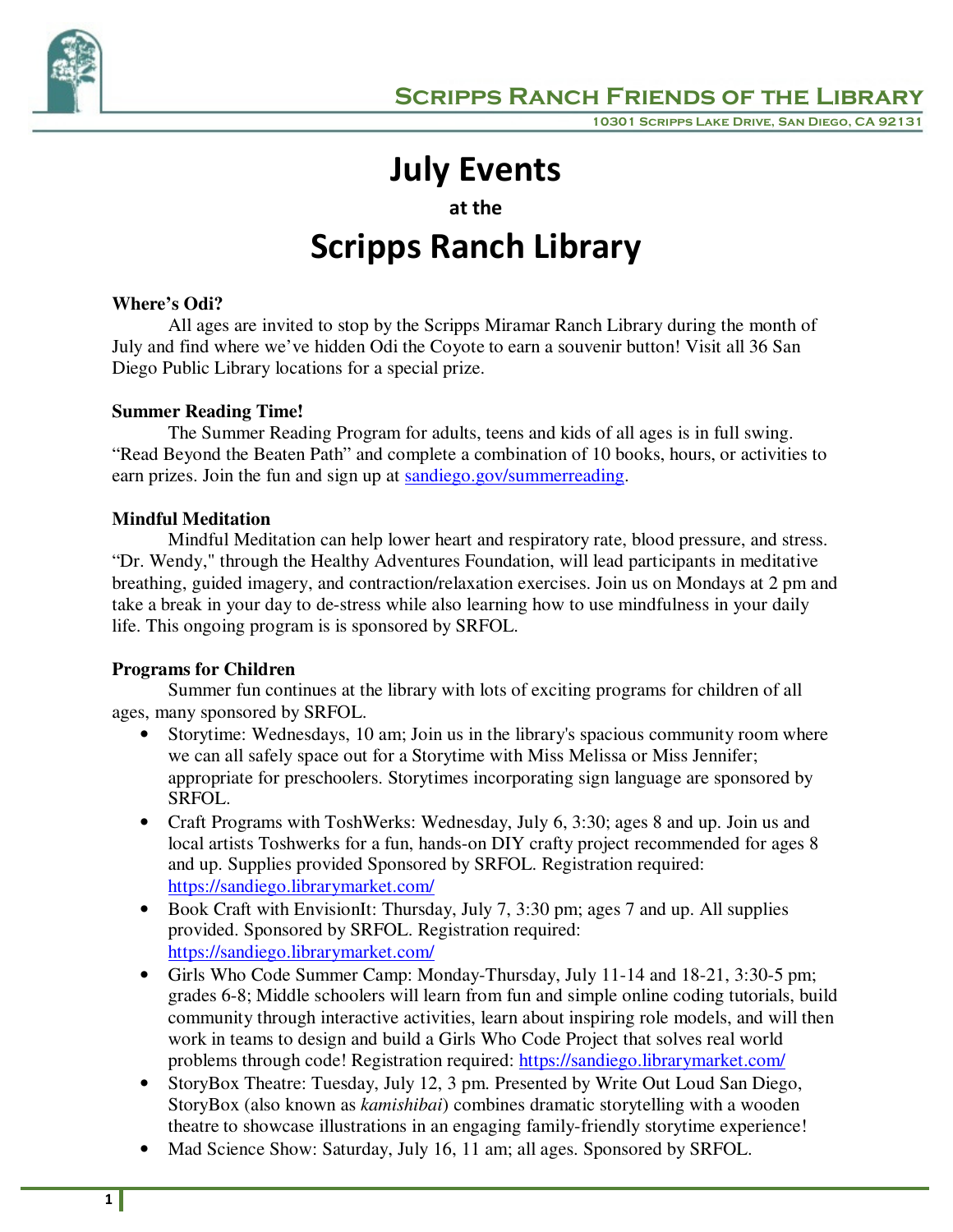**Scripps Ranch Friends of the Library**

10301 Scripps Lake Drive, San Diego, CA 92131

# July Events

### at the

# Scripps Ranch Library

**Where's Odi?**

All ages are invited to stop by the Scripps Miramar Ranch Library during the month of July and find where we've hidden Odi the Coyote to earn a souvenir button! Visit all 36 San Diego Public Library locations for a special prize.

**Summer Reading Time!**

The Summer Reading Program for adults, teens and kids of all ages is in full swing. "Read Beyond the Beaten Path" and complete a combination of 10 books, hours, or activities to earn prizes. Join the fun and sign up at sandiego.gov/summerreading.

**Mindful Meditation**

Mindful Meditation can help lower heart and respiratory rate, blood pressure, and stress. "Dr. Wendy," through the Healthy Adventures Foundation, will lead participants in meditative breathing, guided imagery, and contraction/relaxation exercises. Join us on Mondays at 2 pm and take a break in your day to de-stress while also learning how to use mindfulness in your daily life. This ongoing program is is sponsored by SRFOL.

**Programs for Children**

Summer fun continues at the library with lots of exciting programs for children of all ages, many sponsored by SRFOL.

- Storytime: Wednesdays, 10 am; Join us in the library's spacious community room where we can all safely space out for a Storytime with Miss Melissa or Miss Jennifer; appropriate for preschoolers. Storytimes incorporating sign language are sponsored by SRFOL.
- Craft Programs with ToshWerks: Wednesday, July 6, 3:30; ages 8 and up. Join us and local artists Toshwerks for a fun, hands-on DIY crafty project recommended for ages 8 and up. Supplies provided Sponsored by SRFOL. Registration required: https://sandiego.librarymarket.com/
- Book Craft with EnvisionIt: Thursday, July 7, 3:30 pm; ages 7 and up. All supplies provided. Sponsored by SRFOL. Registration required: https://sandiego.librarymarket.com/
- Girls Who Code Summer Camp: Monday-Thursday, July 11-14 and 18-21, 3:30-5 pm; grades 6-8; Middle schoolers will learn from fun and simple online coding tutorials, build community through interactive activities, learn about inspiring role models, and will then work in teams to design and build a Girls Who Code Project that solves real world problems through code! Registration required: https://sandiego.librarymarket.com/
- StoryBox Theatre: Tuesday, July 12, 3 pm. Presented by Write Out Loud San Diego, StoryBox (also known as *kamishibai*) combines dramatic storytelling with a wooden theatre to showcase illustrations in an engaging family-friendly storytime experience!
- Mad Science Show: Saturday, July 16, 11 am; all ages. Sponsored by SRFOL.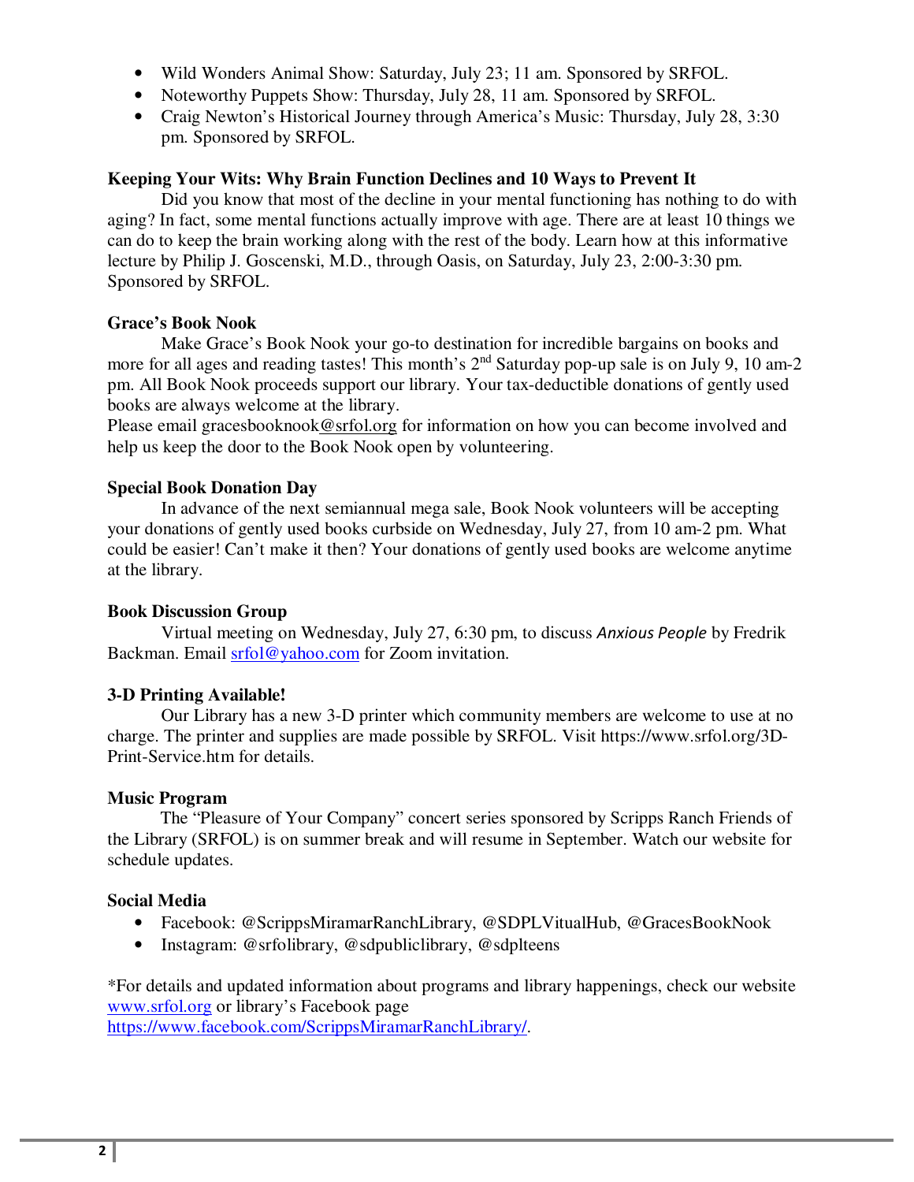- Wild Wonders Animal Show: Saturday, July 23; 11 am. Sponsored by SRFOL.
- Noteworthy Puppets Show: Thursday, July 28, 11 am. Sponsored by SRFOL.
- Craig Newton's Historical Journey through America's Music: Thursday, July 28, 3:30 pm. Sponsored by SRFOL.

**Keeping Your Wits: Why Brain Function Declines and 10 Ways to Prevent It**

Did you know that most of the decline in your mental functioning has nothing to do with aging? In fact, some mental functions actually improve with age. There are at least 10 things we can do to keep the brain working along with the rest of the body. Learn how at this informative lecture by Philip J. Goscenski, M.D., through Oasis, on Saturday, July 23, 2:00-3:30 pm. Sponsored by SRFOL.

**Grace's Book Nook**

Make Grace's Book Nook your go-to destination for incredible bargains on books and more for all ages and reading tastes! This month's 2nd Saturday pop-up sale is on July 9, 10 am-2 pm. All Book Nook proceeds support our library. Your tax-deductible donations of gently used books are always welcome at the library.

Please email gracesbooknook@srfol.org for information on how you can become involved and help us keep the door to the Book Nook open by volunteering.

**Special Book Donation Day**

In advance of the next semiannual mega sale, Book Nook volunteers will be accepting your donations of gently used books curbside on Wednesday, July 27, from 10 am-2 pm. What could be easier! Can't make it then? Your donations of gently used books are welcome anytime at the library.

**Book Discussion Group**

Virtual meeting on Wednesday, July 27, 6:30 pm, to discuss *Anxious People* by Fredrik Backman. Email srfol@yahoo.com for Zoom invitation.

**3-D Printing Available!**

Our Library has a new 3-D printer which community members are welcome to use at no charge. The printer and supplies are made possible by SRFOL. Visit https://www.srfol.org/3D-Print-Service.htm for details.

**Music Program**

The "Pleasure of Your Company" concert series sponsored by Scripps Ranch Friends of the Library (SRFOL) is on summer break and will resume in September. Watch our website for schedule updates.

**Social Media**

- Facebook: @ScrippsMiramarRanchLibrary, @SDPLVitualHub, @GracesBookNook
- Instagram: @srfolibrary, @sdpubliclibrary, @sdplteens

*For details and updated information about programs and library happenings, check our website www.srfol.org or library's Facebook page https://www.facebook.com/ScrippsMiramarRanchLibrary/.